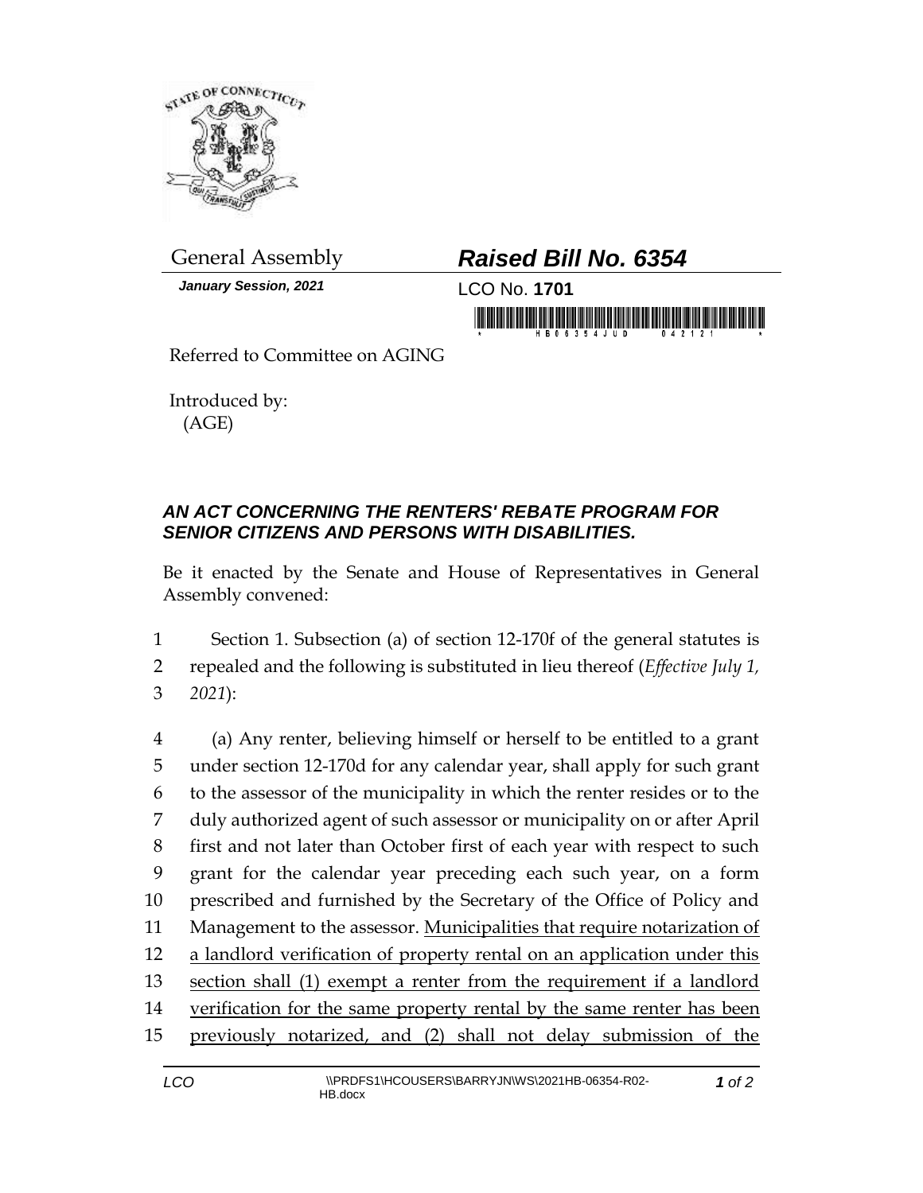General Assembly

***Raised Bill No. 6354***

***January Session, 2021***

LCO No. **1701**

Referred to Committee on AGING

Introduced by:
(AGE)

***AN ACT CONCERNING THE RENTERS' REBATE PROGRAM FOR SENIOR CITIZENS AND PERSONS WITH DISABILITIES.***

Be it enacted by the Senate and House of Representatives in General Assembly convened:

1 Section 1. Subsection (a) of section 12-170f of the general statutes is
2 repealed and the following is substituted in lieu thereof (*Effective July 1,*
3 *2021*):

4 (a) Any renter, believing himself or herself to be entitled to a grant
5 under section 12-170d for any calendar year, shall apply for such grant
6 to the assessor of the municipality in which the renter resides or to the
7 duly authorized agent of such assessor or municipality on or after April
8 first and not later than October first of each year with respect to such
9 grant for the calendar year preceding each such year, on a form
10 prescribed and furnished by the Secretary of the Office of Policy and
11 Management to the assessor. <u>Municipalities that require notarization of</u>
12 <u>a landlord verification of property rental on an application under this</u>
13 <u>section shall (1) exempt a renter from the requirement if a landlord</u>
14 <u>verification for the same property rental by the same renter has been</u>
15 <u>previously notarized, and (2) shall not delay submission of the</u>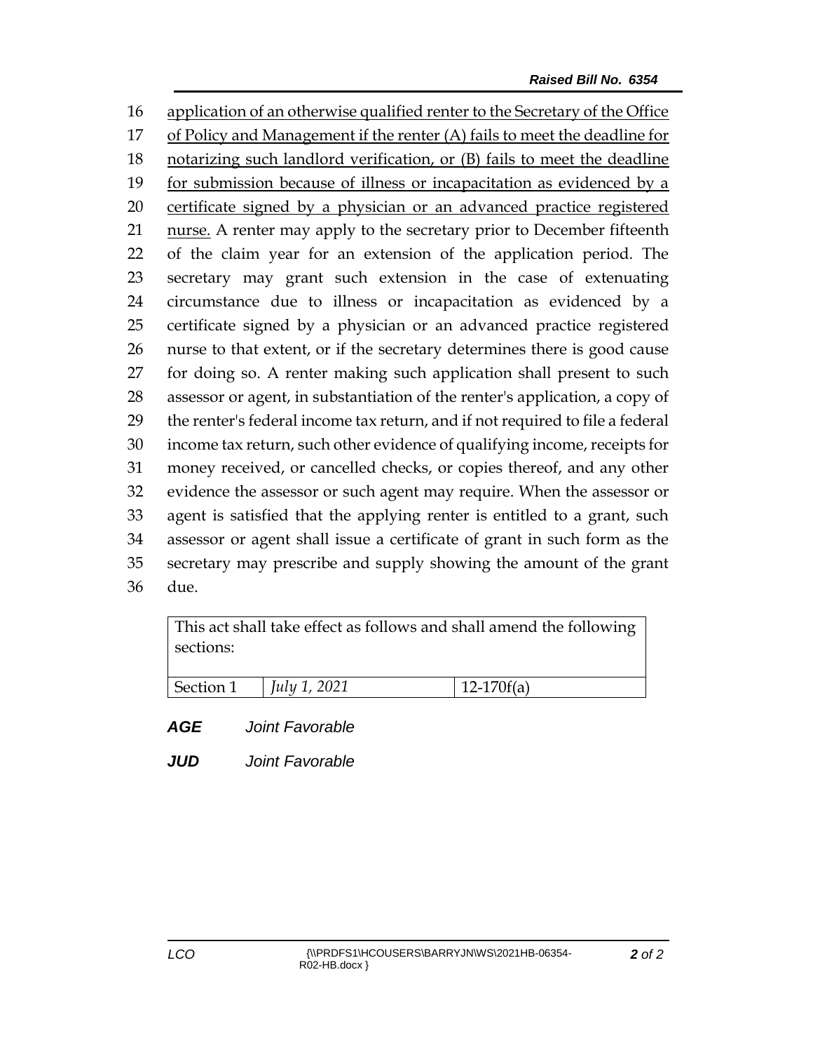application of an otherwise qualified renter to the Secretary of the Office of Policy and Management if the renter (A) fails to meet the deadline for notarizing such landlord verification, or (B) fails to meet the deadline for submission because of illness or incapacitation as evidenced by a certificate signed by a physician or an advanced practice registered nurse. A renter may apply to the secretary prior to December fifteenth of the claim year for an extension of the application period. The secretary may grant such extension in the case of extenuating circumstance due to illness or incapacitation as evidenced by a certificate signed by a physician or an advanced practice registered nurse to that extent, or if the secretary determines there is good cause for doing so. A renter making such application shall present to such assessor or agent, in substantiation of the renter's application, a copy of the renter's federal income tax return, and if not required to file a federal income tax return, such other evidence of qualifying income, receipts for money received, or cancelled checks, or copies thereof, and any other evidence the assessor or such agent may require. When the assessor or agent is satisfied that the applying renter is entitled to a grant, such assessor or agent shall issue a certificate of grant in such form as the secretary may prescribe and supply showing the amount of the grant due.

| This act shall take effect as follows and shall amend the following sections: | | |
|---|---|---|
| Section 1 | *July 1, 2021* | 12-170f(a) |

***AGE*** *Joint Favorable*

***JUD*** *Joint Favorable*